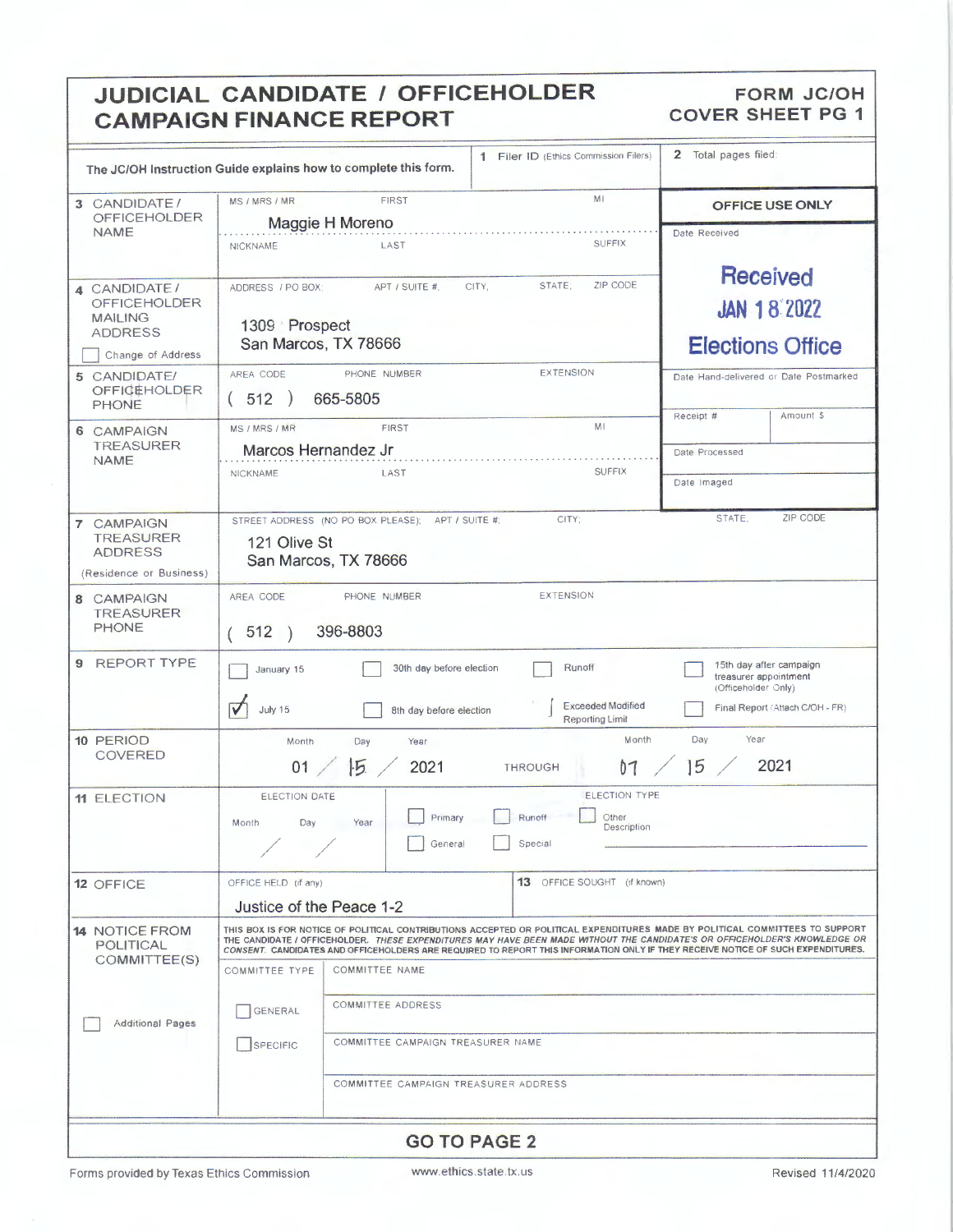# JUDICIAL CANDIDATE / OFFICEHOLDER CAMPAIGN FINANCE REPORT

**FORM JC/OH COVER SHEET PG 1**

The JC/OH Instruction Guide explains how to complete this form.

**1** Filer ID (Ethics Commission Filers):

**2** Total pages filed:

**OFFICE USE ONLY**

Date Received: Received JAN 18 2022 Elections Office

Date Hand-delivered or Date Postmarked:

Receipt #: | Amount $:

Date Processed:

Date Imaged:

| Field | Information |
|---|---|
| 3 CANDIDATE / OFFICEHOLDER NAME | MS / MRS / MR; FIRST; MI; NICKNAME; LAST; SUFFIX<br>Maggie H Moreno |
| 4 CANDIDATE / OFFICEHOLDER MAILING ADDRESS<br>☐ Change of Address | ADDRESS / PO BOX; APT / SUITE #; CITY; STATE; ZIP CODE<br>1309 Prospect<br>San Marcos, TX 78666 |
| 5 CANDIDATE / OFFICEHOLDER PHONE | AREA CODE; PHONE NUMBER; EXTENSION<br>(512) 665-5805 |
| 6 CAMPAIGN TREASURER NAME | MS / MRS / MR; FIRST; MI; NICKNAME; LAST; SUFFIX<br>Marcos Hernandez Jr |
| 7 CAMPAIGN TREASURER ADDRESS (Residence or Business) | STREET ADDRESS (NO PO BOX PLEASE); APT / SUITE #; CITY; STATE; ZIP CODE<br>121 Olive St<br>San Marcos, TX 78666 |
| 8 CAMPAIGN TREASURER PHONE | AREA CODE; PHONE NUMBER; EXTENSION<br>(512) 396-8803 |

**9 REPORT TYPE**

- ☐ January 15
- ☑ July 15
- ☐ 30th day before election
- ☐ 8th day before election
- ☐ Runoff
- ☐ Exceeded Modified Reporting Limit
- ☐ 15th day after campaign treasurer appointment (Officeholder Only)
- ☐ Final Report (Attach C/OH - FR)

**10 PERIOD COVERED**

Month / Day / Year: 01 / 15 / 2021 THROUGH Month / Day / Year: 07 / 15 / 2021

**11 ELECTION**

ELECTION DATE: Month / Day / Year: / /

ELECTION TYPE:
- ☐ Primary
- ☐ General
- ☐ Runoff
- ☐ Special
- ☐ Other Description

**12 OFFICE**

OFFICE HELD (if any): Justice of the Peace 1-2

**13** OFFICE SOUGHT (if known):

**14 NOTICE FROM POLITICAL COMMITTEE(S)**

☐ Additional Pages

THIS BOX IS FOR NOTICE OF POLITICAL CONTRIBUTIONS ACCEPTED OR POLITICAL EXPENDITURES MADE BY POLITICAL COMMITTEES TO SUPPORT THE CANDIDATE / OFFICEHOLDER. *THESE EXPENDITURES MAY HAVE BEEN MADE WITHOUT THE CANDIDATE'S OR OFFICEHOLDER'S KNOWLEDGE OR CONSENT.* CANDIDATES AND OFFICEHOLDERS ARE REQUIRED TO REPORT THIS INFORMATION ONLY IF THEY RECEIVE NOTICE OF SUCH EXPENDITURES.

COMMITTEE TYPE:
- ☐ GENERAL
- ☐ SPECIFIC

COMMITTEE NAME:

COMMITTEE ADDRESS:

COMMITTEE CAMPAIGN TREASURER NAME:

COMMITTEE CAMPAIGN TREASURER ADDRESS:

**GO TO PAGE 2**

Forms provided by Texas Ethics Commission | www.ethics.state.tx.us | Revised 11/4/2020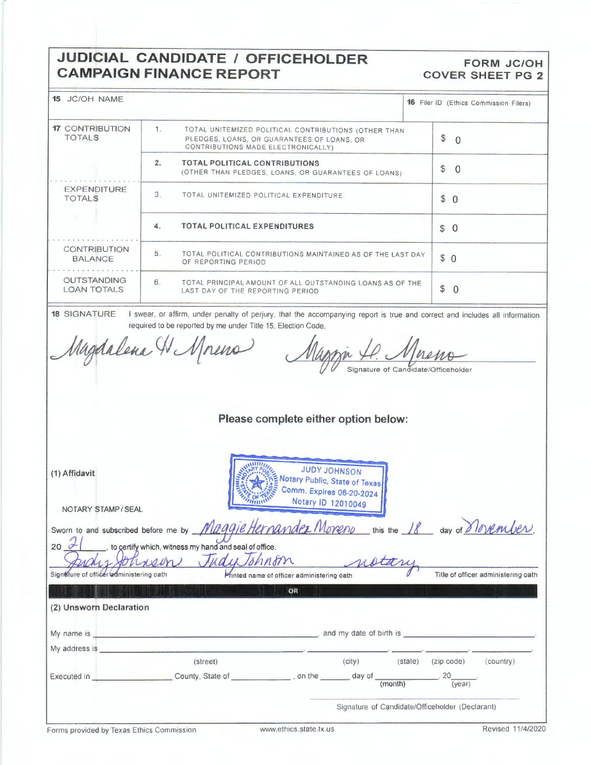# JUDICIAL CANDIDATE / OFFICEHOLDER CAMPAIGN FINANCE REPORT

**FORM JC/OH COVER SHEET PG 2**

| 15 JC/OH NAME | | 16 Filer ID (Ethics Commission Filers) |
|---|---|---|
| | | |

| | | | |
|---|---|---|---|
| 17 CONTRIBUTION TOTALS | 1. | TOTAL UNITEMIZED POLITICAL CONTRIBUTIONS (OTHER THAN PLEDGES, LOANS, OR GUARANTEES OF LOANS, OR CONTRIBUTIONS MADE ELECTRONICALLY) | $ 0 |
| | 2. | **TOTAL POLITICAL CONTRIBUTIONS** (OTHER THAN PLEDGES, LOANS, OR GUARANTEES OF LOANS) | $ 0 |
| EXPENDITURE TOTALS | 3. | TOTAL UNITEMIZED POLITICAL EXPENDITURE. | $ 0 |
| | 4. | **TOTAL POLITICAL EXPENDITURES** | $ 0 |
| CONTRIBUTION BALANCE | 5. | TOTAL POLITICAL CONTRIBUTIONS MAINTAINED AS OF THE LAST DAY OF REPORTING PERIOD | $ 0 |
| OUTSTANDING LOAN TOTALS | 6. | TOTAL PRINCIPAL AMOUNT OF ALL OUTSTANDING LOANS AS OF THE LAST DAY OF THE REPORTING PERIOD | $ 0 |

**18 SIGNATURE** I swear, or affirm, under penalty of perjury, that the accompanying report is true and correct and includes all information required to be reported by me under Title 15, Election Code.

Magdalena H. Moreno    Maggie H. Moreno

Signature of Candidate/Officeholder

## Please complete either option below:

**(1) Affidavit**

JUDY JOHNSON
Notary Public, State of Texas
Comm. Expires 06-20-2024
Notary ID 12010049

NOTARY STAMP / SEAL

Sworn to and subscribed before me by Maggie Hernandez Moreno this the 18 day of November, 20 21, to certify which, witness my hand and seal of office.

Judy Johnson — Signature of officer administering oath
Judy Johnson — Printed name of officer administering oath
notary — Title of officer administering oath

**OR**

**(2) Unsworn Declaration**

My name is ______________________, and my date of birth is ______________________.

My address is ______________________ (street), ____________ (city), ______ (state), ______ (zip code), ______ (country).

Executed in ____________ County, State of ____________, on the ______ day of ____________ (month), 20____ (year).

Signature of Candidate/Officeholder (Declarant)

Forms provided by Texas Ethics Commission    www.ethics.state.tx.us    Revised 11/4/2020